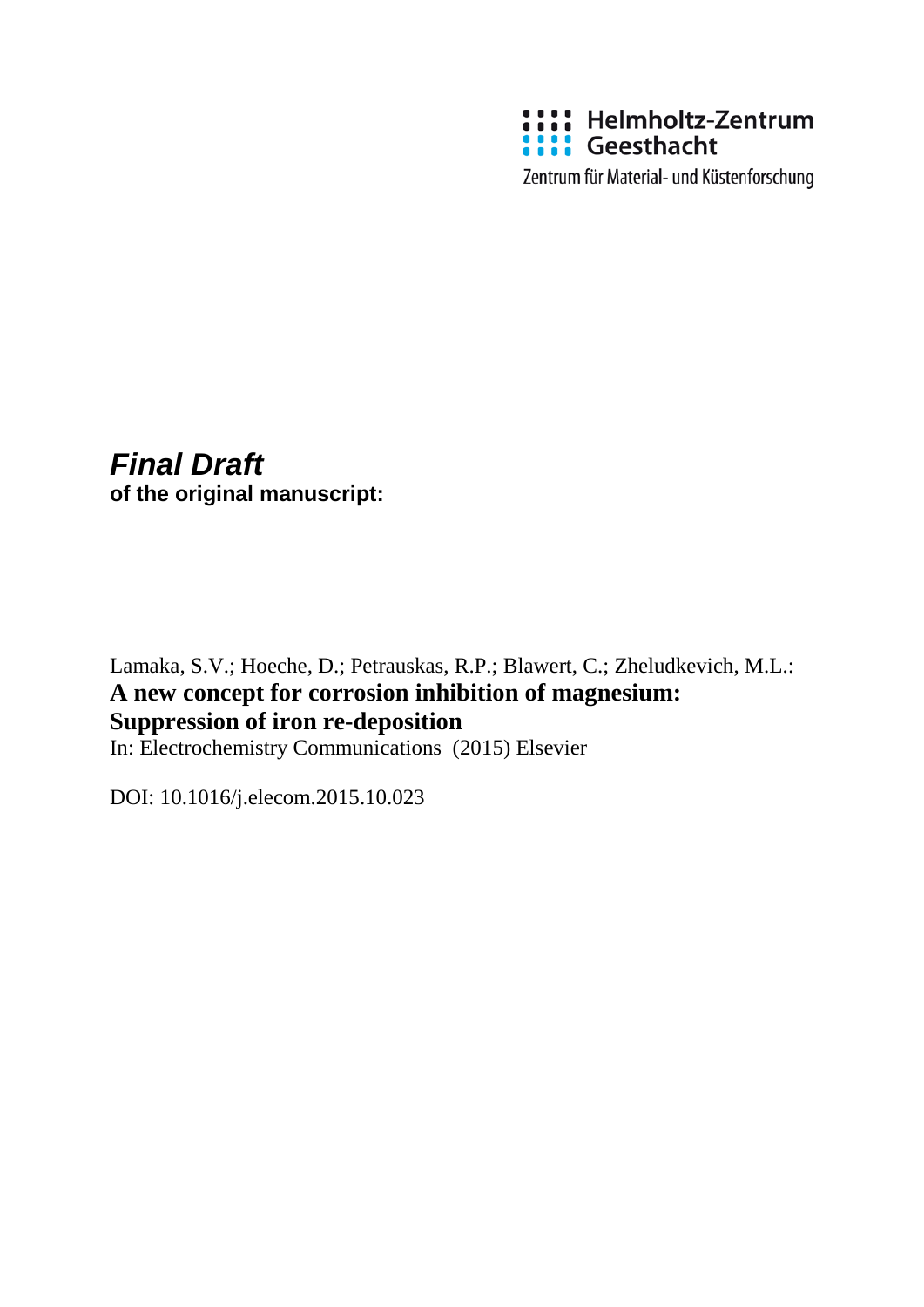Helmholtz-Zentrum Geesthacht

Zentrum für Material- und Küstenforschung

***Final Draft***
**of the original manuscript:**

Lamaka, S.V.; Hoeche, D.; Petrauskas, R.P.; Blawert, C.; Zheludkevich, M.L.:
**A new concept for corrosion inhibition of magnesium: Suppression of iron re-deposition**
In: Electrochemistry Communications (2015) Elsevier

DOI: 10.1016/j.elecom.2015.10.023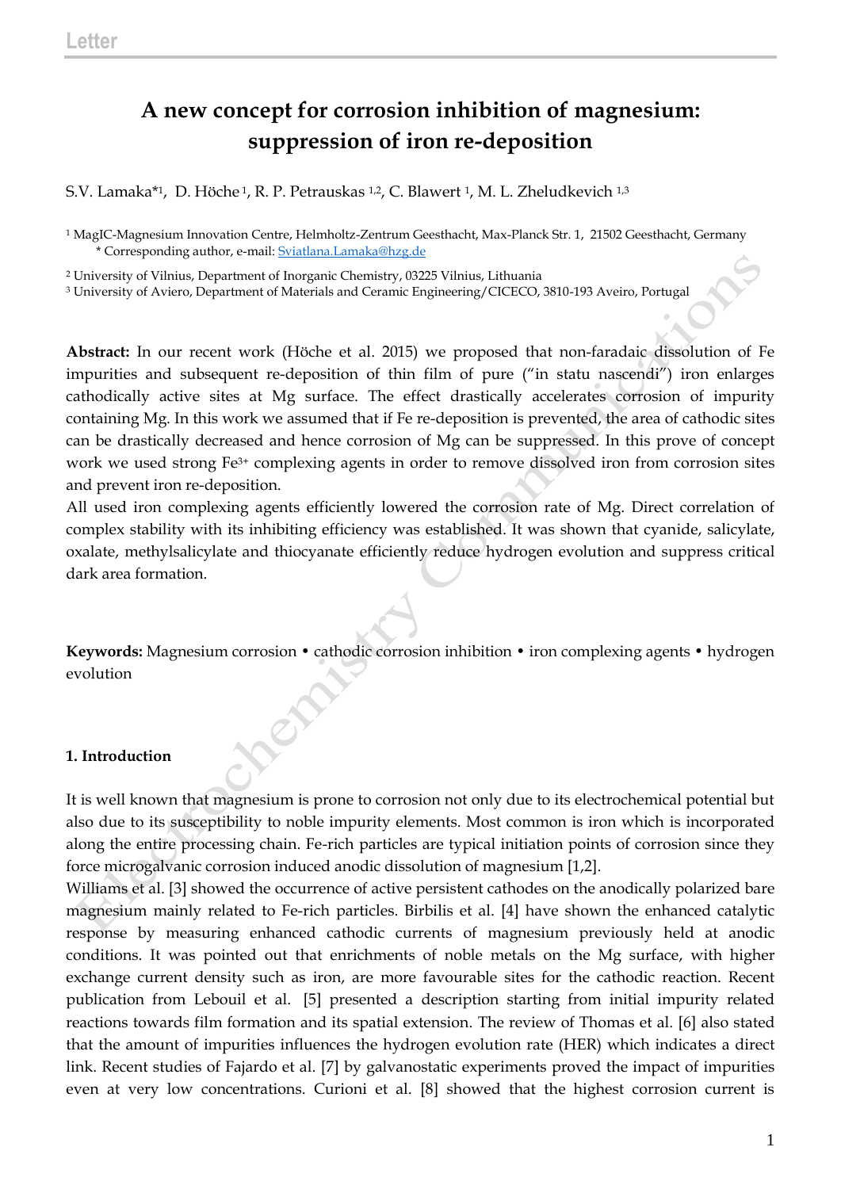# A new concept for corrosion inhibition of magnesium: suppression of iron re-deposition

S.V. Lamaka*[1], D. Höche[1], R. P. Petrauskas[1,2], C. Blawert[1], M. L. Zheludkevich[1,3]

[1] MagIC-Magnesium Innovation Centre, Helmholtz-Zentrum Geesthacht, Max-Planck Str. 1, 21502 Geesthacht, Germany
\* Corresponding author, e-mail: Sviatlana.Lamaka@hzg.de

[2] University of Vilnius, Department of Inorganic Chemistry, 03225 Vilnius, Lithuania

[3] University of Aviero, Department of Materials and Ceramic Engineering/CICECO, 3810-193 Aveiro, Portugal

**Abstract:** In our recent work (Höche et al. 2015) we proposed that non-faradaic dissolution of Fe impurities and subsequent re-deposition of thin film of pure ("in statu nascendi") iron enlarges cathodically active sites at Mg surface. The effect drastically accelerates corrosion of impurity containing Mg. In this work we assumed that if Fe re-deposition is prevented, the area of cathodic sites can be drastically decreased and hence corrosion of Mg can be suppressed. In this prove of concept work we used strong $Fe^{3+}$ complexing agents in order to remove dissolved iron from corrosion sites and prevent iron re-deposition.

All used iron complexing agents efficiently lowered the corrosion rate of Mg. Direct correlation of complex stability with its inhibiting efficiency was established. It was shown that cyanide, salicylate, oxalate, methylsalicylate and thiocyanate efficiently reduce hydrogen evolution and suppress critical dark area formation.

**Keywords:** Magnesium corrosion • cathodic corrosion inhibition • iron complexing agents • hydrogen evolution

### 1. Introduction

It is well known that magnesium is prone to corrosion not only due to its electrochemical potential but also due to its susceptibility to noble impurity elements. Most common is iron which is incorporated along the entire processing chain. Fe-rich particles are typical initiation points of corrosion since they force microgalvanic corrosion induced anodic dissolution of magnesium [1,2].

Williams et al. [3] showed the occurrence of active persistent cathodes on the anodically polarized bare magnesium mainly related to Fe-rich particles. Birbilis et al. [4] have shown the enhanced catalytic response by measuring enhanced cathodic currents of magnesium previously held at anodic conditions. It was pointed out that enrichments of noble metals on the Mg surface, with higher exchange current density such as iron, are more favourable sites for the cathodic reaction. Recent publication from Lebouil et al. [5] presented a description starting from initial impurity related reactions towards film formation and its spatial extension. The review of Thomas et al. [6] also stated that the amount of impurities influences the hydrogen evolution rate (HER) which indicates a direct link. Recent studies of Fajardo et al. [7] by galvanostatic experiments proved the impact of impurities even at very low concentrations. Curioni et al. [8] showed that the highest corrosion current is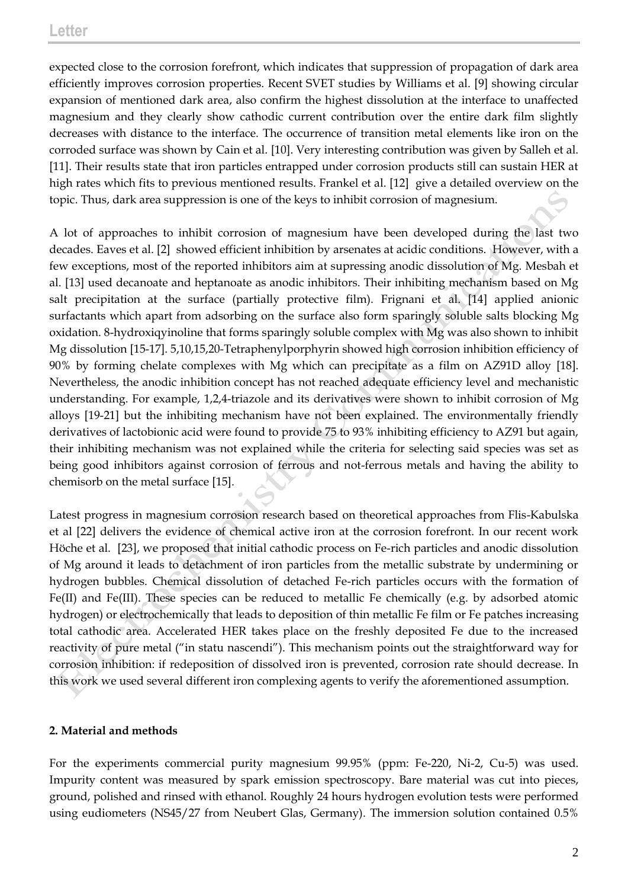expected close to the corrosion forefront, which indicates that suppression of propagation of dark area efficiently improves corrosion properties. Recent SVET studies by Williams et al. [9] showing circular expansion of mentioned dark area, also confirm the highest dissolution at the interface to unaffected magnesium and they clearly show cathodic current contribution over the entire dark film slightly decreases with distance to the interface. The occurrence of transition metal elements like iron on the corroded surface was shown by Cain et al. [10]. Very interesting contribution was given by Salleh et al. [11]. Their results state that iron particles entrapped under corrosion products still can sustain HER at high rates which fits to previous mentioned results. Frankel et al. [12] give a detailed overview on the topic. Thus, dark area suppression is one of the keys to inhibit corrosion of magnesium.

A lot of approaches to inhibit corrosion of magnesium have been developed during the last two decades. Eaves et al. [2] showed efficient inhibition by arsenates at acidic conditions. However, with a few exceptions, most of the reported inhibitors aim at supressing anodic dissolution of Mg. Mesbah et al. [13] used decanoate and heptanoate as anodic inhibitors. Their inhibiting mechanism based on Mg salt precipitation at the surface (partially protective film). Frignani et al. [14] applied anionic surfactants which apart from adsorbing on the surface also form sparingly soluble salts blocking Mg oxidation. 8-hydroxiqyinoline that forms sparingly soluble complex with Mg was also shown to inhibit Mg dissolution [15-17]. 5,10,15,20-Tetraphenylporphyrin showed high corrosion inhibition efficiency of 90% by forming chelate complexes with Mg which can precipitate as a film on AZ91D alloy [18]. Nevertheless, the anodic inhibition concept has not reached adequate efficiency level and mechanistic understanding. For example, 1,2,4-triazole and its derivatives were shown to inhibit corrosion of Mg alloys [19-21] but the inhibiting mechanism have not been explained. The environmentally friendly derivatives of lactobionic acid were found to provide 75 to 93% inhibiting efficiency to AZ91 but again, their inhibiting mechanism was not explained while the criteria for selecting said species was set as being good inhibitors against corrosion of ferrous and not-ferrous metals and having the ability to chemisorb on the metal surface [15].

Latest progress in magnesium corrosion research based on theoretical approaches from Flis-Kabulska et al [22] delivers the evidence of chemical active iron at the corrosion forefront. In our recent work Höche et al. [23], we proposed that initial cathodic process on Fe-rich particles and anodic dissolution of Mg around it leads to detachment of iron particles from the metallic substrate by undermining or hydrogen bubbles. Chemical dissolution of detached Fe-rich particles occurs with the formation of Fe(II) and Fe(III). These species can be reduced to metallic Fe chemically (e.g. by adsorbed atomic hydrogen) or electrochemically that leads to deposition of thin metallic Fe film or Fe patches increasing total cathodic area. Accelerated HER takes place on the freshly deposited Fe due to the increased reactivity of pure metal ("in statu nascendi"). This mechanism points out the straightforward way for corrosion inhibition: if redeposition of dissolved iron is prevented, corrosion rate should decrease. In this work we used several different iron complexing agents to verify the aforementioned assumption.

## 2. Material and methods

For the experiments commercial purity magnesium 99.95% (ppm: Fe-220, Ni-2, Cu-5) was used. Impurity content was measured by spark emission spectroscopy. Bare material was cut into pieces, ground, polished and rinsed with ethanol. Roughly 24 hours hydrogen evolution tests were performed using eudiometers (NS45/27 from Neubert Glas, Germany). The immersion solution contained 0.5%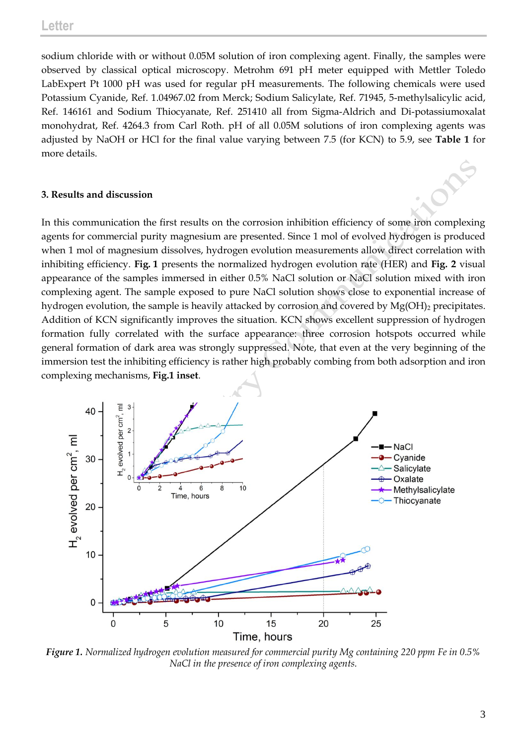sodium chloride with or without 0.05M solution of iron complexing agent. Finally, the samples were observed by classical optical microscopy. Metrohm 691 pH meter equipped with Mettler Toledo LabExpert Pt 1000 pH was used for regular pH measurements. The following chemicals were used Potassium Cyanide, Ref. 1.04967.02 from Merck; Sodium Salicylate, Ref. 71945, 5-methylsalicylic acid, Ref. 146161 and Sodium Thiocyanate, Ref. 251410 all from Sigma-Aldrich and Di-potassiumoxalat monohydrat, Ref. 4264.3 from Carl Roth. pH of all 0.05M solutions of iron complexing agents was adjusted by NaOH or HCl for the final value varying between 7.5 (for KCN) to 5.9, see **Table 1** for more details.

### 3. Results and discussion

In this communication the first results on the corrosion inhibition efficiency of some iron complexing agents for commercial purity magnesium are presented. Since 1 mol of evolved hydrogen is produced when 1 mol of magnesium dissolves, hydrogen evolution measurements allow direct correlation with inhibiting efficiency. **Fig. 1** presents the normalized hydrogen evolution rate (HER) and **Fig. 2** visual appearance of the samples immersed in either 0.5% NaCl solution or NaCl solution mixed with iron complexing agent. The sample exposed to pure NaCl solution shows close to exponential increase of hydrogen evolution, the sample is heavily attacked by corrosion and covered by $Mg(OH)_2$ precipitates. Addition of KCN significantly improves the situation. KCN shows excellent suppression of hydrogen formation fully correlated with the surface appearance: three corrosion hotspots occurred while general formation of dark area was strongly suppressed. Note, that even at the very beginning of the immersion test the inhibiting efficiency is rather high probably combing from both adsorption and iron complexing mechanisms, **Fig.1 inset**.

***Figure 1.*** *Normalized hydrogen evolution measured for commercial purity Mg containing 220 ppm Fe in 0.5% NaCl in the presence of iron complexing agents.*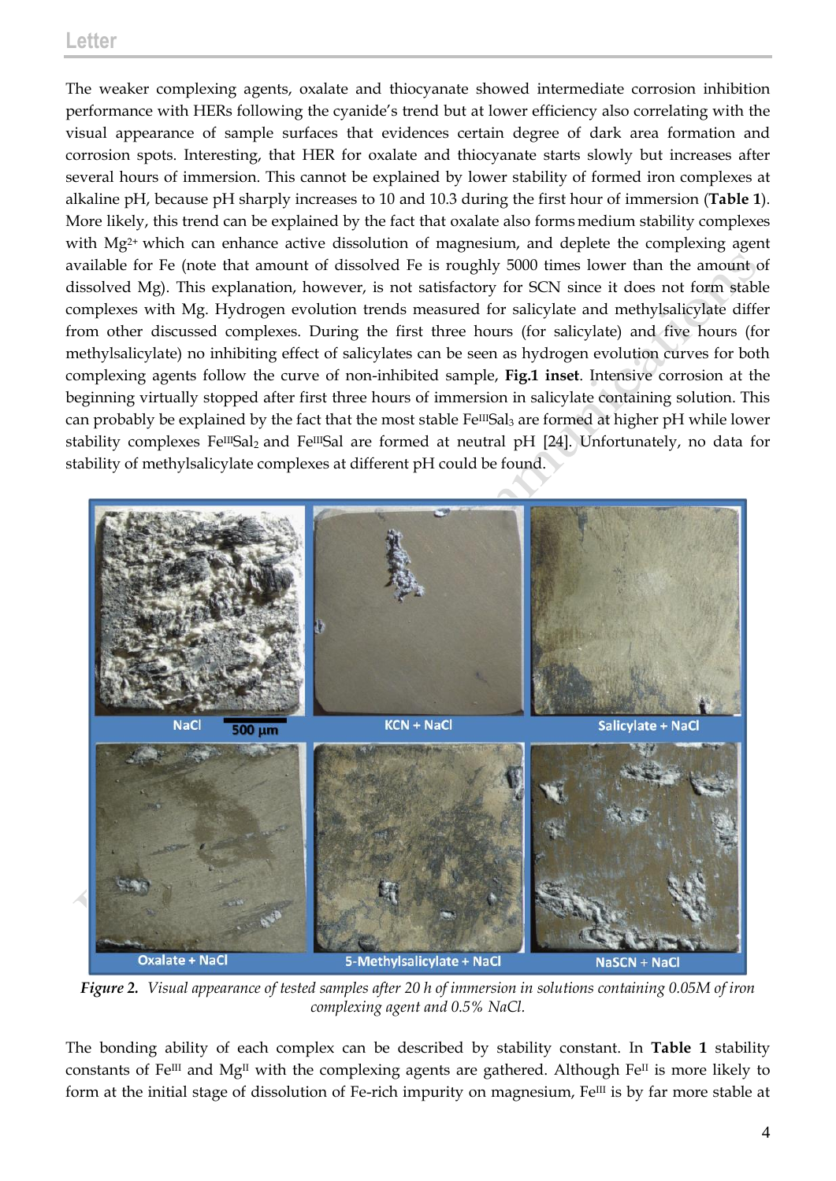The weaker complexing agents, oxalate and thiocyanate showed intermediate corrosion inhibition performance with HERs following the cyanide's trend but at lower efficiency also correlating with the visual appearance of sample surfaces that evidences certain degree of dark area formation and corrosion spots. Interesting, that HER for oxalate and thiocyanate starts slowly but increases after several hours of immersion. This cannot be explained by lower stability of formed iron complexes at alkaline pH, because pH sharply increases to 10 and 10.3 during the first hour of immersion (**Table 1**). More likely, this trend can be explained by the fact that oxalate also forms medium stability complexes with $Mg^{2+}$ which can enhance active dissolution of magnesium, and deplete the complexing agent available for Fe (note that amount of dissolved Fe is roughly 5000 times lower than the amount of dissolved Mg). This explanation, however, is not satisfactory for SCN since it does not form stable complexes with Mg. Hydrogen evolution trends measured for salicylate and methylsalicylate differ from other discussed complexes. During the first three hours (for salicylate) and five hours (for methylsalicylate) no inhibiting effect of salicylates can be seen as hydrogen evolution curves for both complexing agents follow the curve of non-inhibited sample, **Fig.1 inset**. Intensive corrosion at the beginning virtually stopped after first three hours of immersion in salicylate containing solution. This can probably be explained by the fact that the most stable $Fe^{III}Sal_3$ are formed at higher pH while lower stability complexes $Fe^{III}Sal_2$ and $Fe^{III}Sal$ are formed at neutral pH [24]. Unfortunately, no data for stability of methylsalicylate complexes at different pH could be found.

*Figure 2. Visual appearance of tested samples after 20 h of immersion in solutions containing 0.05M of iron complexing agent and 0.5% NaCl.*

The bonding ability of each complex can be described by stability constant. In **Table 1** stability constants of $Fe^{III}$ and $Mg^{II}$ with the complexing agents are gathered. Although $Fe^{II}$ is more likely to form at the initial stage of dissolution of Fe-rich impurity on magnesium, $Fe^{III}$ is by far more stable at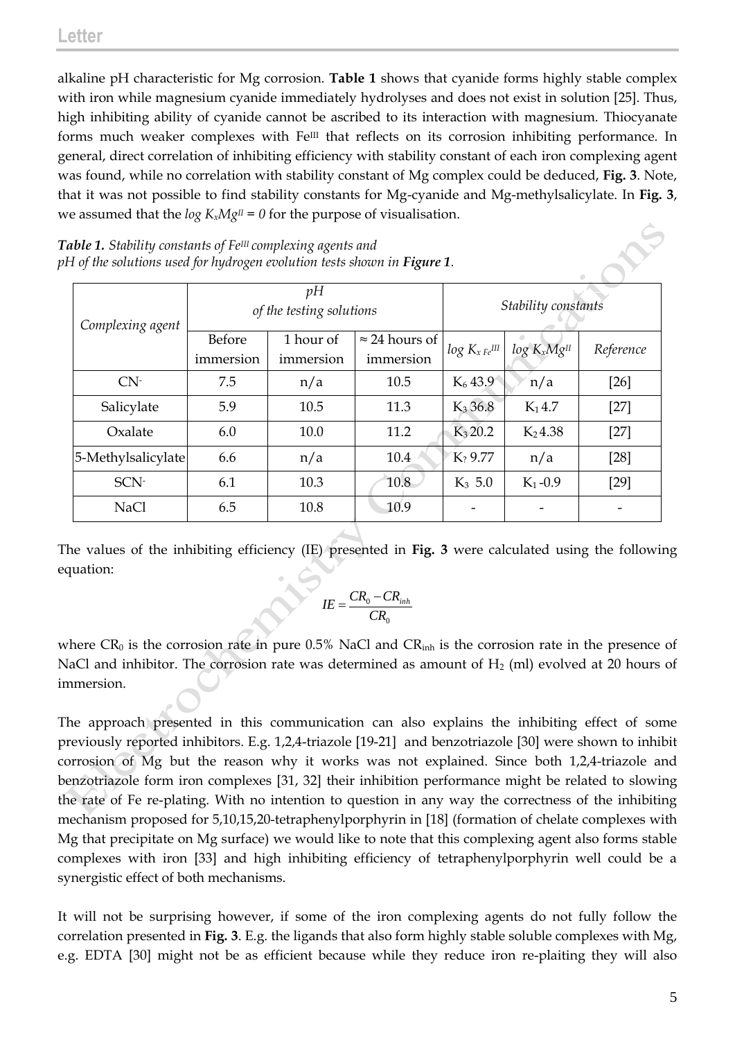alkaline pH characteristic for Mg corrosion. **Table 1** shows that cyanide forms highly stable complex with iron while magnesium cyanide immediately hydrolyses and does not exist in solution [25]. Thus, high inhibiting ability of cyanide cannot be ascribed to its interaction with magnesium. Thiocyanate forms much weaker complexes with $Fe^{III}$ that reflects on its corrosion inhibiting performance. In general, direct correlation of inhibiting efficiency with stability constant of each iron complexing agent was found, while no correlation with stability constant of Mg complex could be deduced, **Fig. 3**. Note, that it was not possible to find stability constants for Mg-cyanide and Mg-methylsalicylate. In **Fig. 3**, we assumed that the $log\ K_xMg^{II} = 0$ for the purpose of visualisation.

***Table 1.*** *Stability constants of $Fe^{III}$ complexing agents and pH of the solutions used for hydrogen evolution tests shown in* ***Figure 1****.*

| Complexing agent | *pH of the testing solutions* | | | *Stability constants* | | |
|---|---|---|---|---|---|---|
| | Before immersion | 1 hour of immersion | ≈ 24 hours of immersion | $log\ K_{x\ Fe}^{III}$ | $log\ K_xMg^{II}$ | *Reference* |
| $CN^-$ | 7.5 | n/a | 10.5 | $K_6$ 43.9 | n/a | [26] |
| Salicylate | 5.9 | 10.5 | 11.3 | $K_3$ 36.8 | $K_1$ 4.7 | [27] |
| Oxalate | 6.0 | 10.0 | 11.2 | $K_3$ 20.2 | $K_2$ 4.38 | [27] |
| 5-Methylsalicylate | 6.6 | n/a | 10.4 | $K_?$ 9.77 | n/a | [28] |
| $SCN^-$ | 6.1 | 10.3 | 10.8 | $K_3$ 5.0 | $K_1$ -0.9 | [29] |
| NaCl | 6.5 | 10.8 | 10.9 | - | - | - |

The values of the inhibiting efficiency (IE) presented in **Fig. 3** were calculated using the following equation:

$$IE = \frac{CR_0 - CR_{inh}}{CR_0}$$

where $CR_0$ is the corrosion rate in pure 0.5% NaCl and $CR_{inh}$ is the corrosion rate in the presence of NaCl and inhibitor. The corrosion rate was determined as amount of $H_2$ (ml) evolved at 20 hours of immersion.

The approach presented in this communication can also explains the inhibiting effect of some previously reported inhibitors. E.g. 1,2,4-triazole [19-21] and benzotriazole [30] were shown to inhibit corrosion of Mg but the reason why it works was not explained. Since both 1,2,4-triazole and benzotriazole form iron complexes [31, 32] their inhibition performance might be related to slowing the rate of Fe re-plating. With no intention to question in any way the correctness of the inhibiting mechanism proposed for 5,10,15,20-tetraphenylporphyrin in [18] (formation of chelate complexes with Mg that precipitate on Mg surface) we would like to note that this complexing agent also forms stable complexes with iron [33] and high inhibiting efficiency of tetraphenylporphyrin well could be a synergistic effect of both mechanisms.

It will not be surprising however, if some of the iron complexing agents do not fully follow the correlation presented in **Fig. 3**. E.g. the ligands that also form highly stable soluble complexes with Mg, e.g. EDTA [30] might not be as efficient because while they reduce iron re-plaiting they will also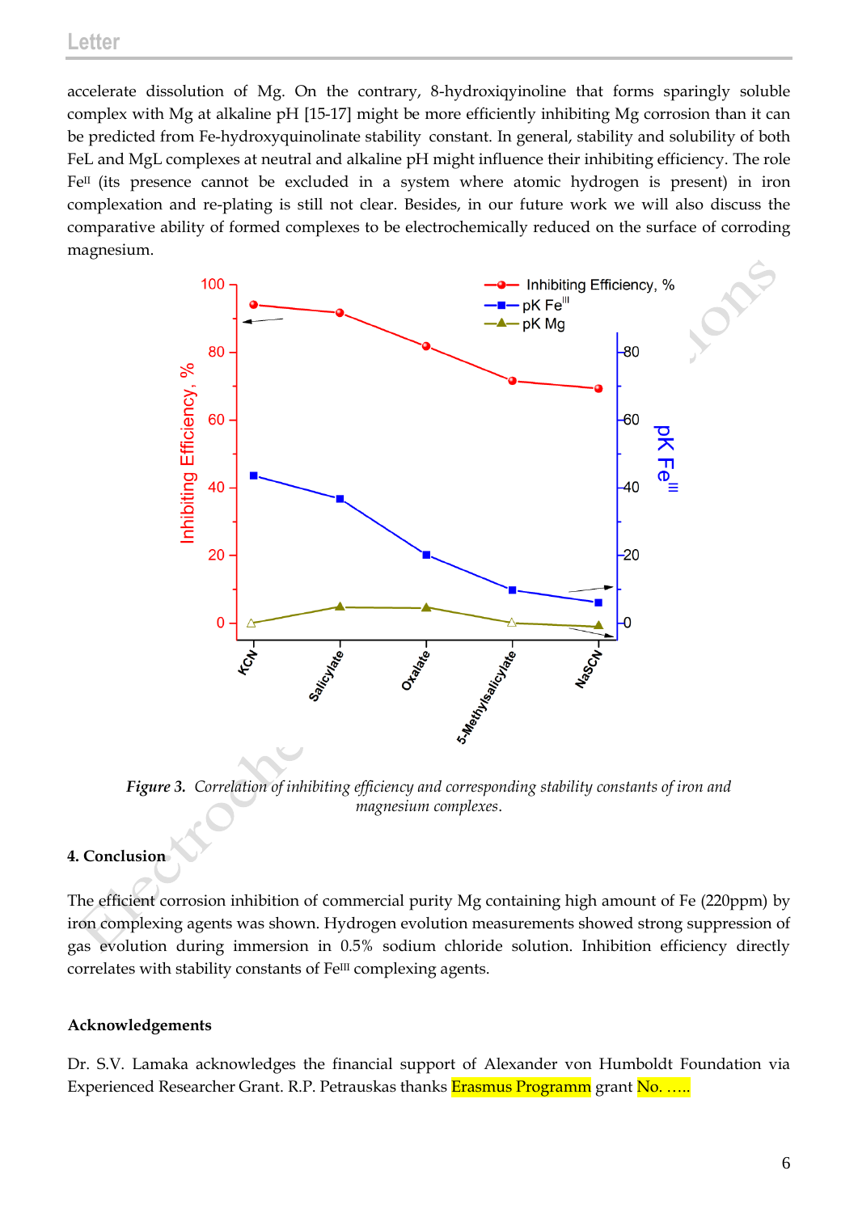accelerate dissolution of Mg. On the contrary, 8-hydroxiqyinoline that forms sparingly soluble complex with Mg at alkaline pH [15-17] might be more efficiently inhibiting Mg corrosion than it can be predicted from Fe-hydroxyquinolinate stability constant. In general, stability and solubility of both FeL and MgL complexes at neutral and alkaline pH might influence their inhibiting efficiency. The role $Fe^{II}$ (its presence cannot be excluded in a system where atomic hydrogen is present) in iron complexation and re-plating is still not clear. Besides, in our future work we will also discuss the comparative ability of formed complexes to be electrochemically reduced on the surface of corroding magnesium.

*Figure 3. Correlation of inhibiting efficiency and corresponding stability constants of iron and magnesium complexes.*

### 4. Conclusion

The efficient corrosion inhibition of commercial purity Mg containing high amount of Fe (220ppm) by iron complexing agents was shown. Hydrogen evolution measurements showed strong suppression of gas evolution during immersion in 0.5% sodium chloride solution. Inhibition efficiency directly correlates with stability constants of $Fe^{III}$ complexing agents.

### Acknowledgements

Dr. S.V. Lamaka acknowledges the financial support of Alexander von Humboldt Foundation via Experienced Researcher Grant. R.P. Petrauskas thanks Erasmus Programm grant No. …..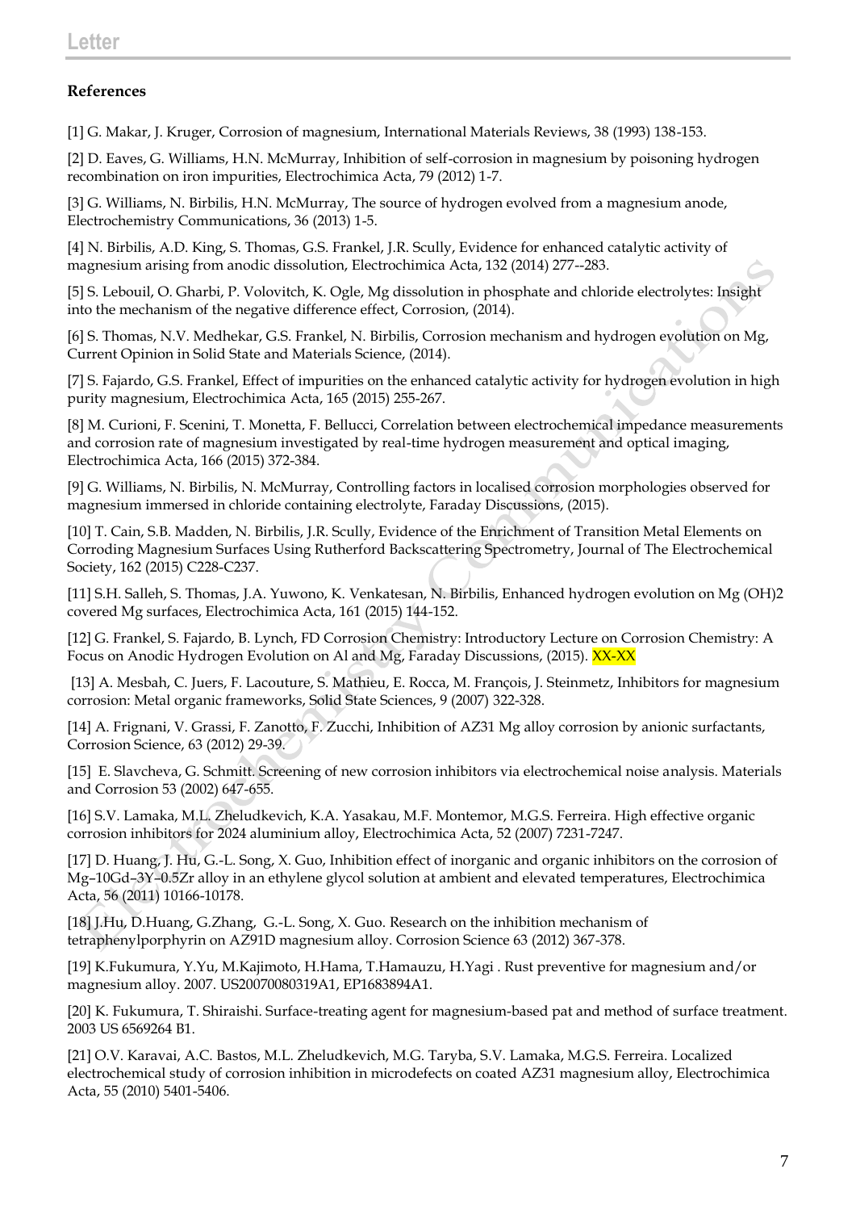## References

[1] G. Makar, J. Kruger, Corrosion of magnesium, International Materials Reviews, 38 (1993) 138-153.

[2] D. Eaves, G. Williams, H.N. McMurray, Inhibition of self-corrosion in magnesium by poisoning hydrogen recombination on iron impurities, Electrochimica Acta, 79 (2012) 1-7.

[3] G. Williams, N. Birbilis, H.N. McMurray, The source of hydrogen evolved from a magnesium anode, Electrochemistry Communications, 36 (2013) 1-5.

[4] N. Birbilis, A.D. King, S. Thomas, G.S. Frankel, J.R. Scully, Evidence for enhanced catalytic activity of magnesium arising from anodic dissolution, Electrochimica Acta, 132 (2014) 277--283.

[5] S. Lebouil, O. Gharbi, P. Volovitch, K. Ogle, Mg dissolution in phosphate and chloride electrolytes: Insight into the mechanism of the negative difference effect, Corrosion, (2014).

[6] S. Thomas, N.V. Medhekar, G.S. Frankel, N. Birbilis, Corrosion mechanism and hydrogen evolution on Mg, Current Opinion in Solid State and Materials Science, (2014).

[7] S. Fajardo, G.S. Frankel, Effect of impurities on the enhanced catalytic activity for hydrogen evolution in high purity magnesium, Electrochimica Acta, 165 (2015) 255-267.

[8] M. Curioni, F. Scenini, T. Monetta, F. Bellucci, Correlation between electrochemical impedance measurements and corrosion rate of magnesium investigated by real-time hydrogen measurement and optical imaging, Electrochimica Acta, 166 (2015) 372-384.

[9] G. Williams, N. Birbilis, N. McMurray, Controlling factors in localised corrosion morphologies observed for magnesium immersed in chloride containing electrolyte, Faraday Discussions, (2015).

[10] T. Cain, S.B. Madden, N. Birbilis, J.R. Scully, Evidence of the Enrichment of Transition Metal Elements on Corroding Magnesium Surfaces Using Rutherford Backscattering Spectrometry, Journal of The Electrochemical Society, 162 (2015) C228-C237.

[11] S.H. Salleh, S. Thomas, J.A. Yuwono, K. Venkatesan, N. Birbilis, Enhanced hydrogen evolution on Mg (OH)2 covered Mg surfaces, Electrochimica Acta, 161 (2015) 144-152.

[12] G. Frankel, S. Fajardo, B. Lynch, FD Corrosion Chemistry: Introductory Lecture on Corrosion Chemistry: A Focus on Anodic Hydrogen Evolution on Al and Mg, Faraday Discussions, (2015). XX-XX

[13] A. Mesbah, C. Juers, F. Lacouture, S. Mathieu, E. Rocca, M. François, J. Steinmetz, Inhibitors for magnesium corrosion: Metal organic frameworks, Solid State Sciences, 9 (2007) 322-328.

[14] A. Frignani, V. Grassi, F. Zanotto, F. Zucchi, Inhibition of AZ31 Mg alloy corrosion by anionic surfactants, Corrosion Science, 63 (2012) 29-39.

[15] E. Slavcheva, G. Schmitt. Screening of new corrosion inhibitors via electrochemical noise analysis. Materials and Corrosion 53 (2002) 647-655.

[16] S.V. Lamaka, M.L. Zheludkevich, K.A. Yasakau, M.F. Montemor, M.G.S. Ferreira. High effective organic corrosion inhibitors for 2024 aluminium alloy, Electrochimica Acta, 52 (2007) 7231-7247.

[17] D. Huang, J. Hu, G.-L. Song, X. Guo, Inhibition effect of inorganic and organic inhibitors on the corrosion of Mg–10Gd–3Y–0.5Zr alloy in an ethylene glycol solution at ambient and elevated temperatures, Electrochimica Acta, 56 (2011) 10166-10178.

[18] J.Hu, D.Huang, G.Zhang, G.-L. Song, X. Guo. Research on the inhibition mechanism of tetraphenylporphyrin on AZ91D magnesium alloy. Corrosion Science 63 (2012) 367-378.

[19] K.Fukumura, Y.Yu, M.Kajimoto, H.Hama, T.Hamauzu, H.Yagi . Rust preventive for magnesium and/or magnesium alloy. 2007. US20070080319A1, EP1683894A1.

[20] K. Fukumura, T. Shiraishi. Surface-treating agent for magnesium-based pat and method of surface treatment. 2003 US 6569264 B1.

[21] O.V. Karavai, A.C. Bastos, M.L. Zheludkevich, M.G. Taryba, S.V. Lamaka, M.G.S. Ferreira. Localized electrochemical study of corrosion inhibition in microdefects on coated AZ31 magnesium alloy, Electrochimica Acta, 55 (2010) 5401-5406.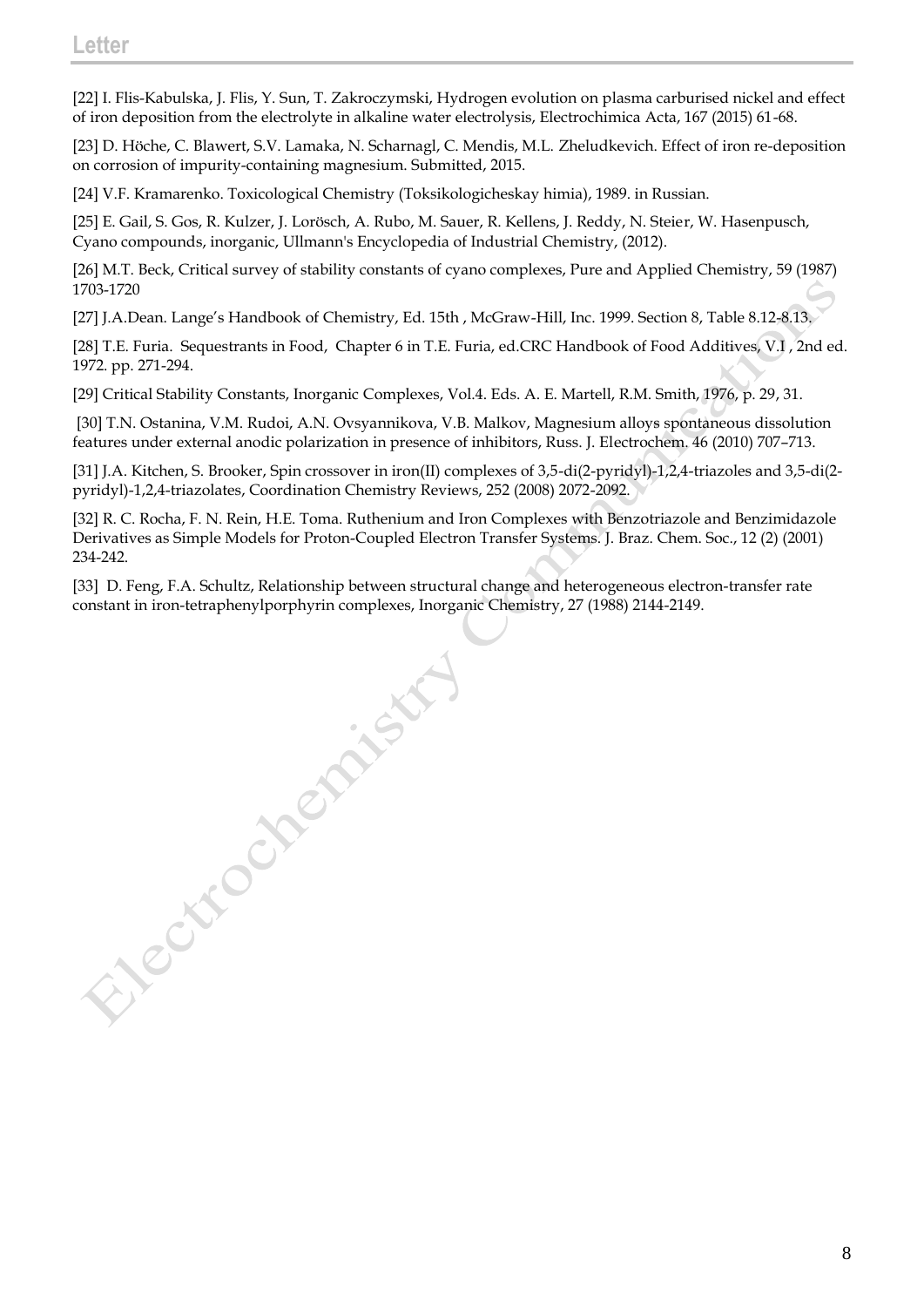[22] I. Flis-Kabulska, J. Flis, Y. Sun, T. Zakroczymski, Hydrogen evolution on plasma carburised nickel and effect of iron deposition from the electrolyte in alkaline water electrolysis, Electrochimica Acta, 167 (2015) 61-68.

[23] D. Höche, C. Blawert, S.V. Lamaka, N. Scharnagl, C. Mendis, M.L. Zheludkevich. Effect of iron re-deposition on corrosion of impurity-containing magnesium. Submitted, 2015.

[24] V.F. Kramarenko. Toxicological Chemistry (Toksikologicheskay himia), 1989. in Russian.

[25] E. Gail, S. Gos, R. Kulzer, J. Lorösch, A. Rubo, M. Sauer, R. Kellens, J. Reddy, N. Steier, W. Hasenpusch, Cyano compounds, inorganic, Ullmann's Encyclopedia of Industrial Chemistry, (2012).

[26] M.T. Beck, Critical survey of stability constants of cyano complexes, Pure and Applied Chemistry, 59 (1987) 1703-1720

[27] J.A.Dean. Lange's Handbook of Chemistry, Ed. 15th , McGraw-Hill, Inc. 1999. Section 8, Table 8.12-8.13.

[28] T.E. Furia. Sequestrants in Food, Chapter 6 in T.E. Furia, ed.CRC Handbook of Food Additives, V.I , 2nd ed. 1972. pp. 271-294.

[29] Critical Stability Constants, Inorganic Complexes, Vol.4. Eds. A. E. Martell, R.M. Smith, 1976, p. 29, 31.

[30] T.N. Ostanina, V.M. Rudoi, A.N. Ovsyannikova, V.B. Malkov, Magnesium alloys spontaneous dissolution features under external anodic polarization in presence of inhibitors, Russ. J. Electrochem. 46 (2010) 707–713.

[31] J.A. Kitchen, S. Brooker, Spin crossover in iron(II) complexes of 3,5-di(2-pyridyl)-1,2,4-triazoles and 3,5-di(2-pyridyl)-1,2,4-triazolates, Coordination Chemistry Reviews, 252 (2008) 2072-2092.

[32] R. C. Rocha, F. N. Rein, H.E. Toma. Ruthenium and Iron Complexes with Benzotriazole and Benzimidazole Derivatives as Simple Models for Proton-Coupled Electron Transfer Systems. J. Braz. Chem. Soc., 12 (2) (2001) 234-242.

[33] D. Feng, F.A. Schultz, Relationship between structural change and heterogeneous electron-transfer rate constant in iron-tetraphenylporphyrin complexes, Inorganic Chemistry, 27 (1988) 2144-2149.